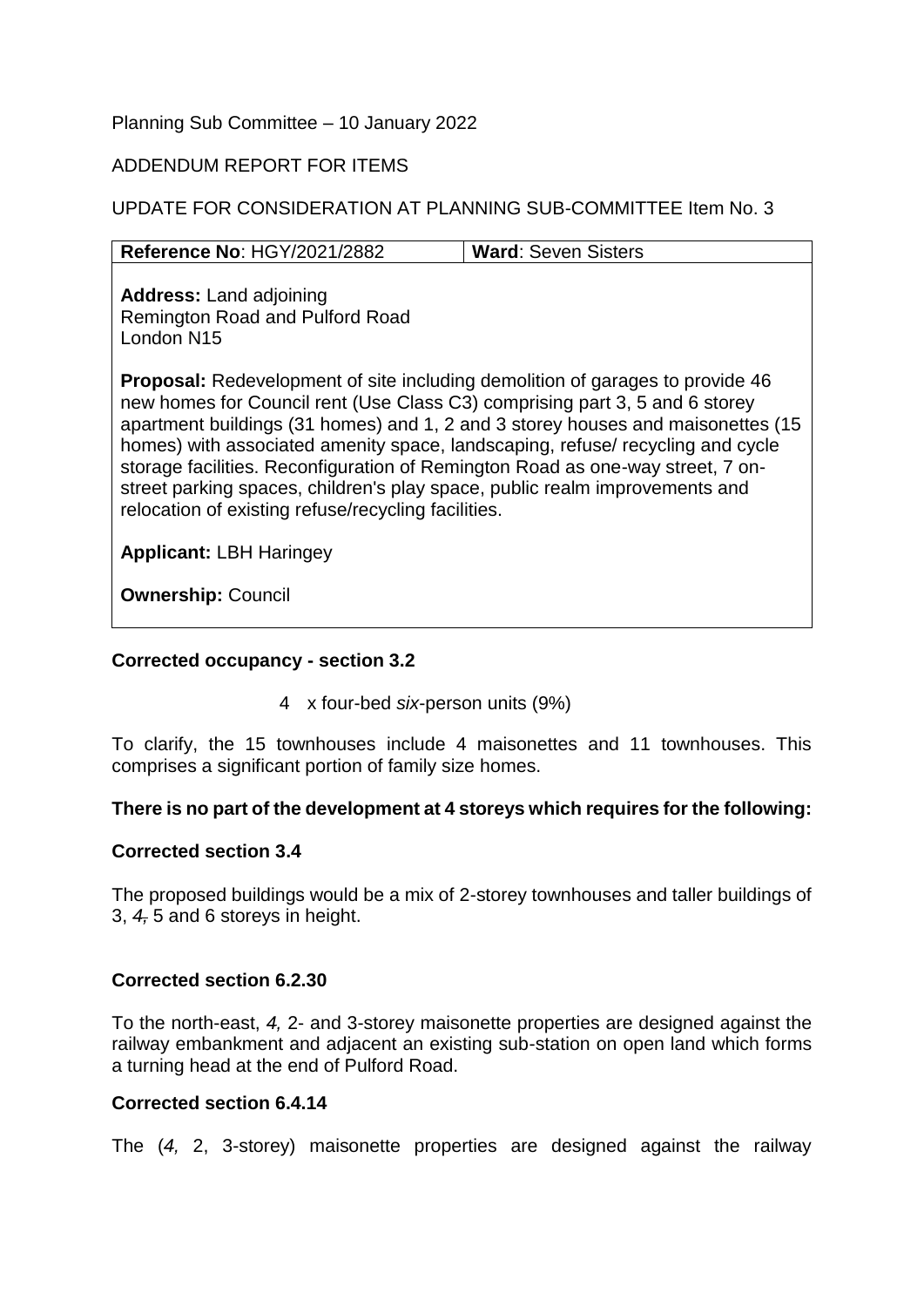Planning Sub Committee – 10 January 2022

ADDENDUM REPORT FOR ITEMS

UPDATE FOR CONSIDERATION AT PLANNING SUB-COMMITTEE Item No. 3

| **Reference No**: HGY/2021/2882 | **Ward**: Seven Sisters |
| --- | --- |
| **Address:** Land adjoining Remington Road and Pulford Road London N15<br><br>**Proposal:** Redevelopment of site including demolition of garages to provide 46 new homes for Council rent (Use Class C3) comprising part 3, 5 and 6 storey apartment buildings (31 homes) and 1, 2 and 3 storey houses and maisonettes (15 homes) with associated amenity space, landscaping, refuse/ recycling and cycle storage facilities. Reconfiguration of Remington Road as one-way street, 7 on-street parking spaces, children's play space, public realm improvements and relocation of existing refuse/recycling facilities.<br><br>**Applicant:** LBH Haringey<br><br>**Ownership:** Council | |

**Corrected occupancy - section 3.2**

4 x four-bed *six*-person units (9%)

To clarify, the 15 townhouses include 4 maisonettes and 11 townhouses. This comprises a significant portion of family size homes.

**There is no part of the development at 4 storeys which requires for the following:**

**Corrected section 3.4**

The proposed buildings would be a mix of 2-storey townhouses and taller buildings of 3, *4,* 5 and 6 storeys in height.

**Corrected section 6.2.30**

To the north-east, *4,* 2- and 3-storey maisonette properties are designed against the railway embankment and adjacent an existing sub-station on open land which forms a turning head at the end of Pulford Road.

**Corrected section 6.4.14**

The (*4,* 2, 3-storey) maisonette properties are designed against the railway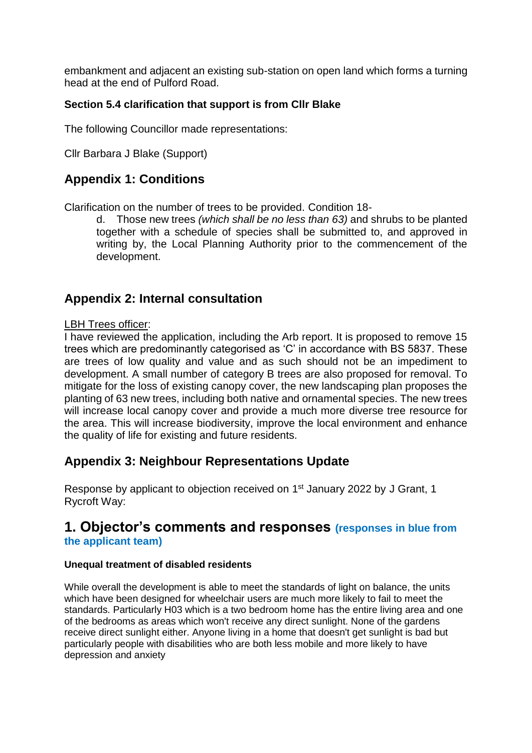embankment and adjacent an existing sub-station on open land which forms a turning head at the end of Pulford Road.

**Section 5.4 clarification that support is from Cllr Blake**

The following Councillor made representations:

Cllr Barbara J Blake (Support)

## Appendix 1: Conditions

Clarification on the number of trees to be provided. Condition 18-

> d. Those new trees *(which shall be no less than 63)* and shrubs to be planted together with a schedule of species shall be submitted to, and approved in writing by, the Local Planning Authority prior to the commencement of the development.

## Appendix 2: Internal consultation

LBH Trees officer:

I have reviewed the application, including the Arb report. It is proposed to remove 15 trees which are predominantly categorised as 'C' in accordance with BS 5837. These are trees of low quality and value and as such should not be an impediment to development. A small number of category B trees are also proposed for removal. To mitigate for the loss of existing canopy cover, the new landscaping plan proposes the planting of 63 new trees, including both native and ornamental species. The new trees will increase local canopy cover and provide a much more diverse tree resource for the area. This will increase biodiversity, improve the local environment and enhance the quality of life for existing and future residents.

## Appendix 3: Neighbour Representations Update

Response by applicant to objection received on 1st January 2022 by J Grant, 1 Rycroft Way:

# 1. Objector's comments and responses (responses in blue from the applicant team)

**Unequal treatment of disabled residents**

While overall the development is able to meet the standards of light on balance, the units which have been designed for wheelchair users are much more likely to fail to meet the standards. Particularly H03 which is a two bedroom home has the entire living area and one of the bedrooms as areas which won't receive any direct sunlight. None of the gardens receive direct sunlight either. Anyone living in a home that doesn't get sunlight is bad but particularly people with disabilities who are both less mobile and more likely to have depression and anxiety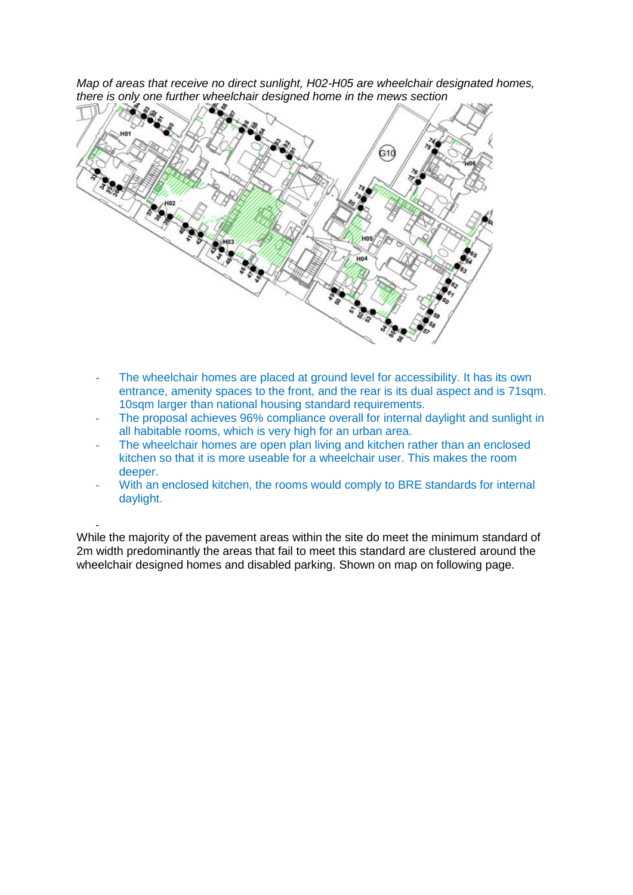*Map of areas that receive no direct sunlight, H02-H05 are wheelchair designated homes, there is only one further wheelchair designed home in the mews section*

- The wheelchair homes are placed at ground level for accessibility. It has its own entrance, amenity spaces to the front, and the rear is its dual aspect and is 71sqm. 10sqm larger than national housing standard requirements.
- The proposal achieves 96% compliance overall for internal daylight and sunlight in all habitable rooms, which is very high for an urban area.
- The wheelchair homes are open plan living and kitchen rather than an enclosed kitchen so that it is more useable for a wheelchair user. This makes the room deeper.
- With an enclosed kitchen, the rooms would comply to BRE standards for internal daylight.

-

While the majority of the pavement areas within the site do meet the minimum standard of 2m width predominantly the areas that fail to meet this standard are clustered around the wheelchair designed homes and disabled parking. Shown on map on following page.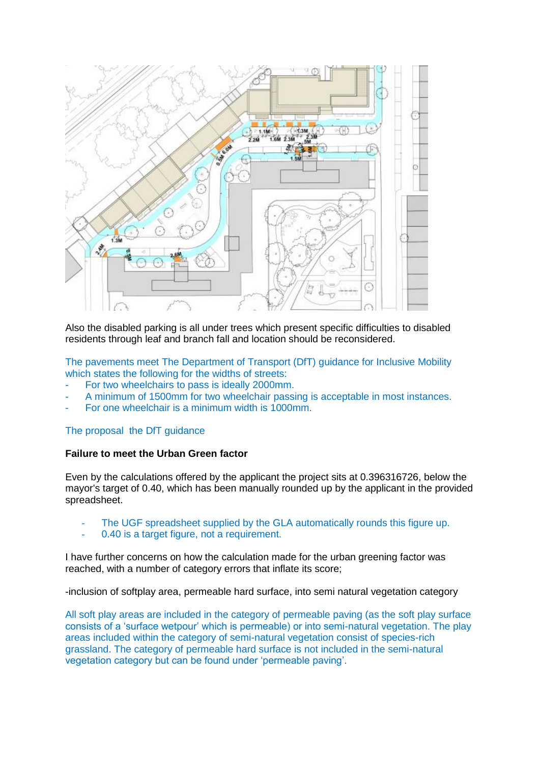Also the disabled parking is all under trees which present specific difficulties to disabled residents through leaf and branch fall and location should be reconsidered.

The pavements meet The Department of Transport (DfT) guidance for Inclusive Mobility which states the following for the widths of streets:

- For two wheelchairs to pass is ideally 2000mm.
- A minimum of 1500mm for two wheelchair passing is acceptable in most instances.
- For one wheelchair is a minimum width is 1000mm.

The proposal  the DfT guidance

**Failure to meet the Urban Green factor**

Even by the calculations offered by the applicant the project sits at 0.396316726, below the mayor's target of 0.40, which has been manually rounded up by the applicant in the provided spreadsheet.

- The UGF spreadsheet supplied by the GLA automatically rounds this figure up.
- 0.40 is a target figure, not a requirement.

I have further concerns on how the calculation made for the urban greening factor was reached, with a number of category errors that inflate its score;

-inclusion of softplay area, permeable hard surface, into semi natural vegetation category

All soft play areas are included in the category of permeable paving (as the soft play surface consists of a 'surface wetpour' which is permeable) or into semi-natural vegetation. The play areas included within the category of semi-natural vegetation consist of species-rich grassland. The category of permeable hard surface is not included in the semi-natural vegetation category but can be found under 'permeable paving'.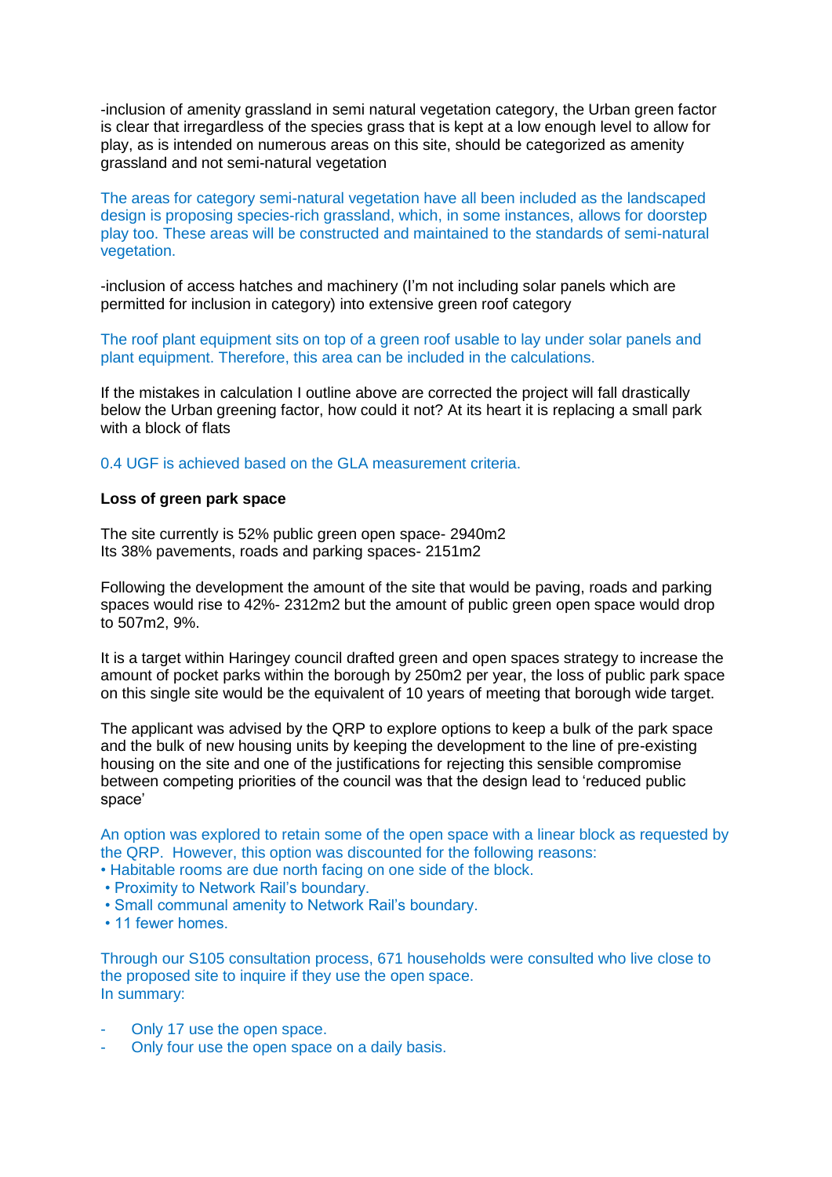-inclusion of amenity grassland in semi natural vegetation category, the Urban green factor is clear that irregardless of the species grass that is kept at a low enough level to allow for play, as is intended on numerous areas on this site, should be categorized as amenity grassland and not semi-natural vegetation

The areas for category semi-natural vegetation have all been included as the landscaped design is proposing species-rich grassland, which, in some instances, allows for doorstep play too. These areas will be constructed and maintained to the standards of semi-natural vegetation.

-inclusion of access hatches and machinery (I'm not including solar panels which are permitted for inclusion in category) into extensive green roof category

The roof plant equipment sits on top of a green roof usable to lay under solar panels and plant equipment. Therefore, this area can be included in the calculations.

If the mistakes in calculation I outline above are corrected the project will fall drastically below the Urban greening factor, how could it not? At its heart it is replacing a small park with a block of flats

0.4 UGF is achieved based on the GLA measurement criteria.

**Loss of green park space**

The site currently is 52% public green open space- 2940m2
Its 38% pavements, roads and parking spaces- 2151m2

Following the development the amount of the site that would be paving, roads and parking spaces would rise to 42%- 2312m2 but the amount of public green open space would drop to 507m2, 9%.

It is a target within Haringey council drafted green and open spaces strategy to increase the amount of pocket parks within the borough by 250m2 per year, the loss of public park space on this single site would be the equivalent of 10 years of meeting that borough wide target.

The applicant was advised by the QRP to explore options to keep a bulk of the park space and the bulk of new housing units by keeping the development to the line of pre-existing housing on the site and one of the justifications for rejecting this sensible compromise between competing priorities of the council was that the design lead to 'reduced public space'

An option was explored to retain some of the open space with a linear block as requested by the QRP. However, this option was discounted for the following reasons:

- Habitable rooms are due north facing on one side of the block.
- Proximity to Network Rail's boundary.
- Small communal amenity to Network Rail's boundary.
- 11 fewer homes.

Through our S105 consultation process, 671 households were consulted who live close to the proposed site to inquire if they use the open space.
In summary:

- Only 17 use the open space.
- Only four use the open space on a daily basis.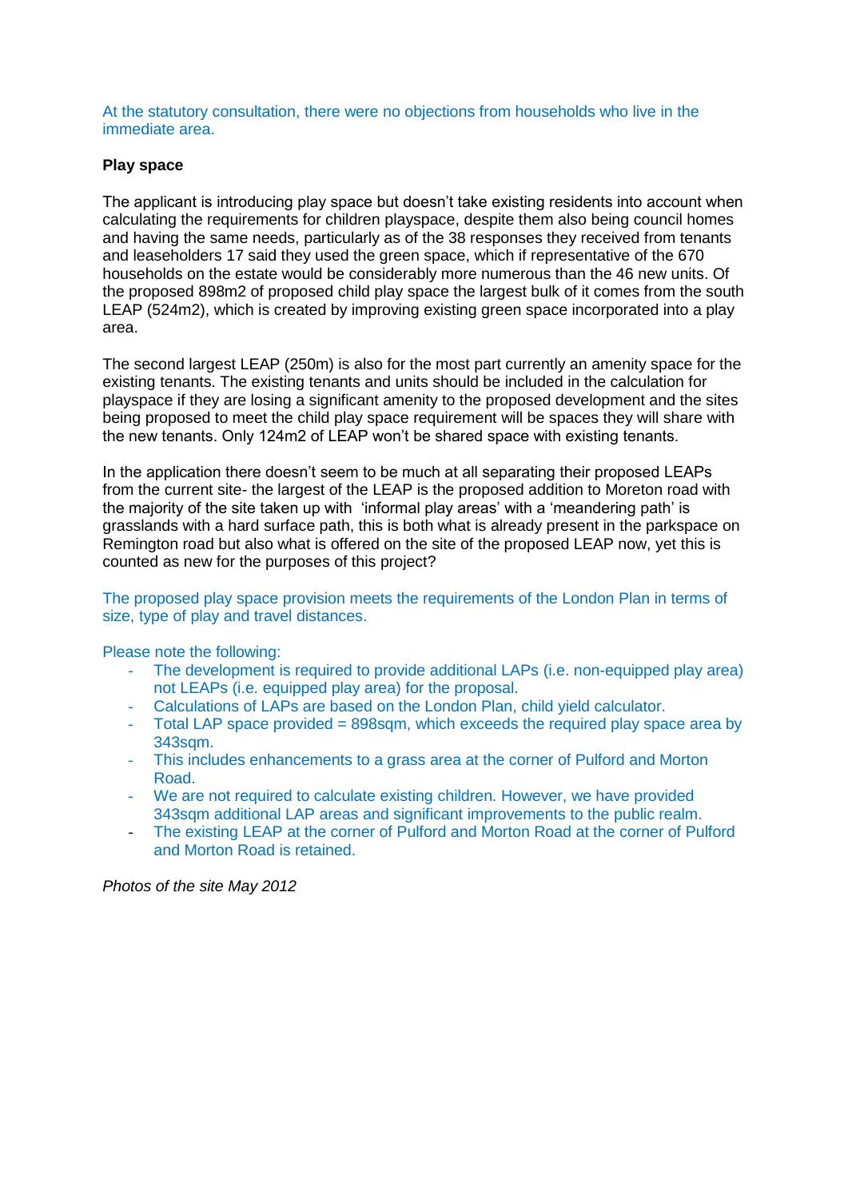At the statutory consultation, there were no objections from households who live in the immediate area.

**Play space**

The applicant is introducing play space but doesn't take existing residents into account when calculating the requirements for children playspace, despite them also being council homes and having the same needs, particularly as of the 38 responses they received from tenants and leaseholders 17 said they used the green space, which if representative of the 670 households on the estate would be considerably more numerous than the 46 new units. Of the proposed 898m2 of proposed child play space the largest bulk of it comes from the south LEAP (524m2), which is created by improving existing green space incorporated into a play area.

The second largest LEAP (250m) is also for the most part currently an amenity space for the existing tenants. The existing tenants and units should be included in the calculation for playspace if they are losing a significant amenity to the proposed development and the sites being proposed to meet the child play space requirement will be spaces they will share with the new tenants. Only 124m2 of LEAP won't be shared space with existing tenants.

In the application there doesn't seem to be much at all separating their proposed LEAPs from the current site- the largest of the LEAP is the proposed addition to Moreton road with the majority of the site taken up with 'informal play areas' with a 'meandering path' is grasslands with a hard surface path, this is both what is already present in the parkspace on Remington road but also what is offered on the site of the proposed LEAP now, yet this is counted as new for the purposes of this project?

The proposed play space provision meets the requirements of the London Plan in terms of size, type of play and travel distances.

Please note the following:

- The development is required to provide additional LAPs (i.e. non-equipped play area) not LEAPs (i.e. equipped play area) for the proposal.
- Calculations of LAPs are based on the London Plan, child yield calculator.
- Total LAP space provided = 898sqm, which exceeds the required play space area by 343sqm.
- This includes enhancements to a grass area at the corner of Pulford and Morton Road.
- We are not required to calculate existing children. However, we have provided 343sqm additional LAP areas and significant improvements to the public realm.
- The existing LEAP at the corner of Pulford and Morton Road at the corner of Pulford and Morton Road is retained.

*Photos of the site May 2012*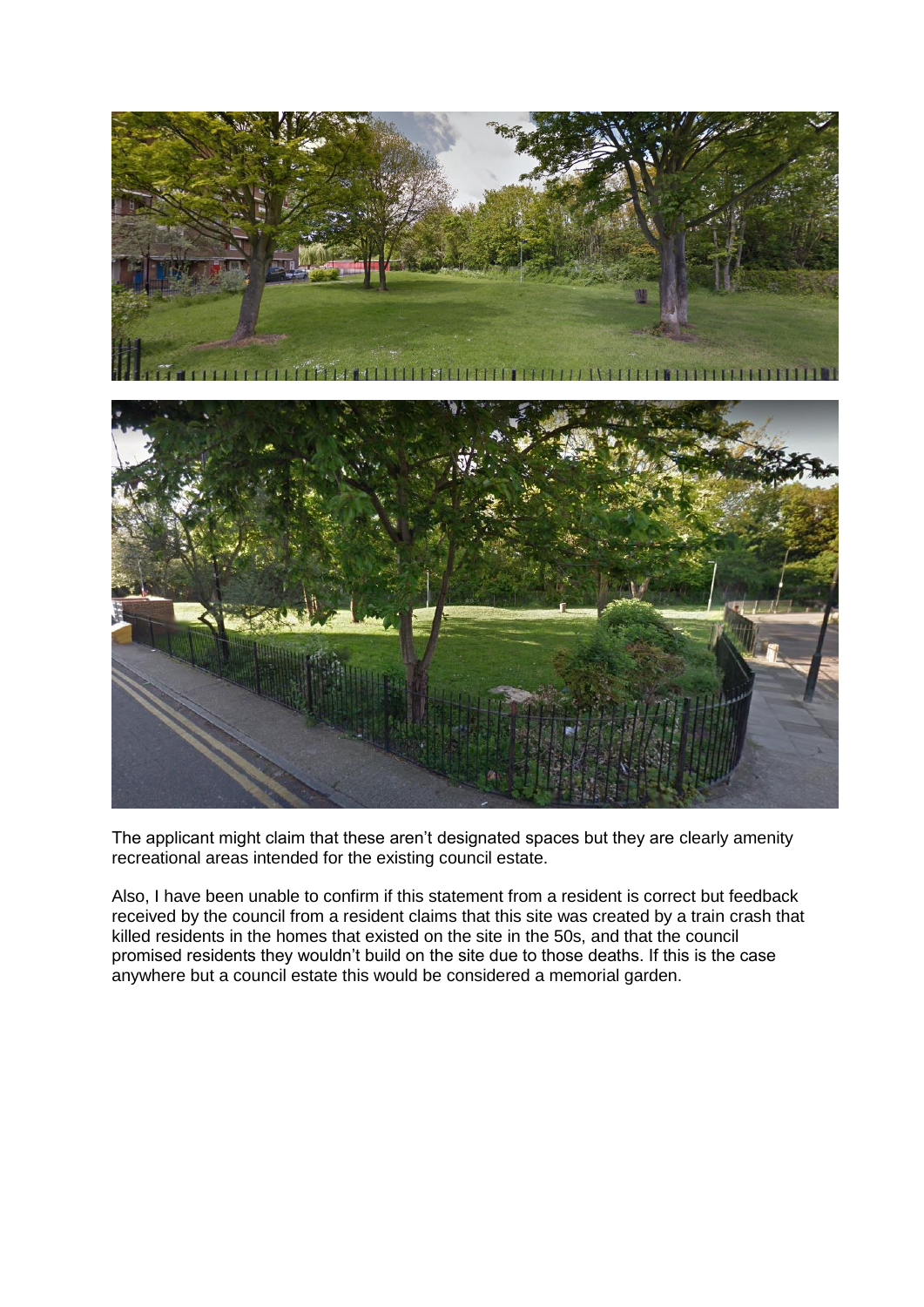The applicant might claim that these aren't designated spaces but they are clearly amenity recreational areas intended for the existing council estate.

Also, I have been unable to confirm if this statement from a resident is correct but feedback received by the council from a resident claims that this site was created by a train crash that killed residents in the homes that existed on the site in the 50s, and that the council promised residents they wouldn't build on the site due to those deaths. If this is the case anywhere but a council estate this would be considered a memorial garden.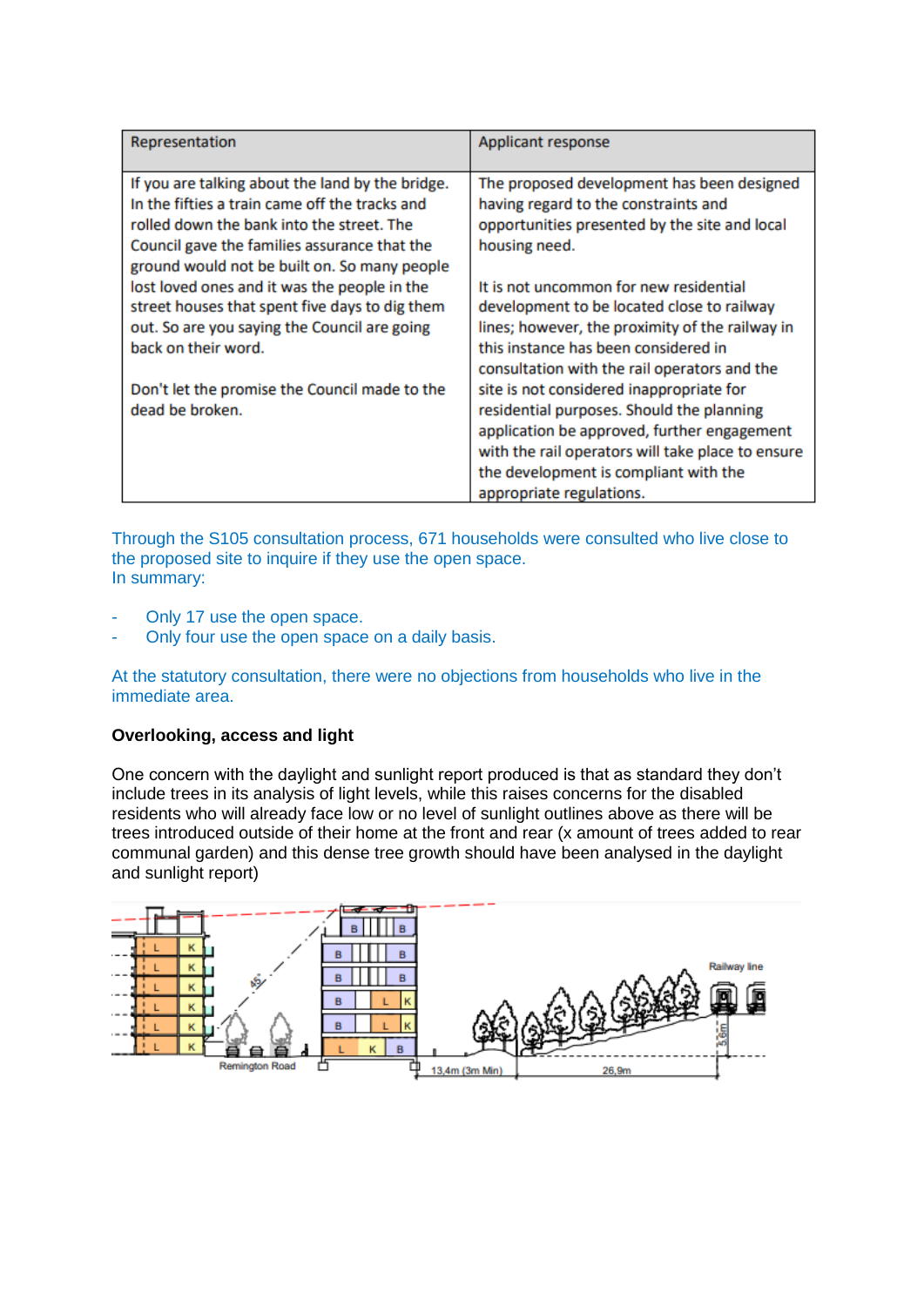| Representation | Applicant response |
|---|---|
| If you are talking about the land by the bridge. In the fifties a train came off the tracks and rolled down the bank into the street. The Council gave the families assurance that the ground would not be built on. So many people lost loved ones and it was the people in the street houses that spent five days to dig them out. So are you saying the Council are going back on their word.<br><br>Don't let the promise the Council made to the dead be broken. | The proposed development has been designed having regard to the constraints and opportunities presented by the site and local housing need.<br><br>It is not uncommon for new residential development to be located close to railway lines; however, the proximity of the railway in this instance has been considered in consultation with the rail operators and the site is not considered inappropriate for residential purposes. Should the planning application be approved, further engagement with the rail operators will take place to ensure the development is compliant with the appropriate regulations. |

Through the S105 consultation process, 671 households were consulted who live close to the proposed site to inquire if they use the open space.
In summary:

- Only 17 use the open space.
- Only four use the open space on a daily basis.

At the statutory consultation, there were no objections from households who live in the immediate area.

**Overlooking, access and light**

One concern with the daylight and sunlight report produced is that as standard they don't include trees in its analysis of light levels, while this raises concerns for the disabled residents who will already face low or no level of sunlight outlines above as there will be trees introduced outside of their home at the front and rear (x amount of trees added to rear communal garden) and this dense tree growth should have been analysed in the daylight and sunlight report)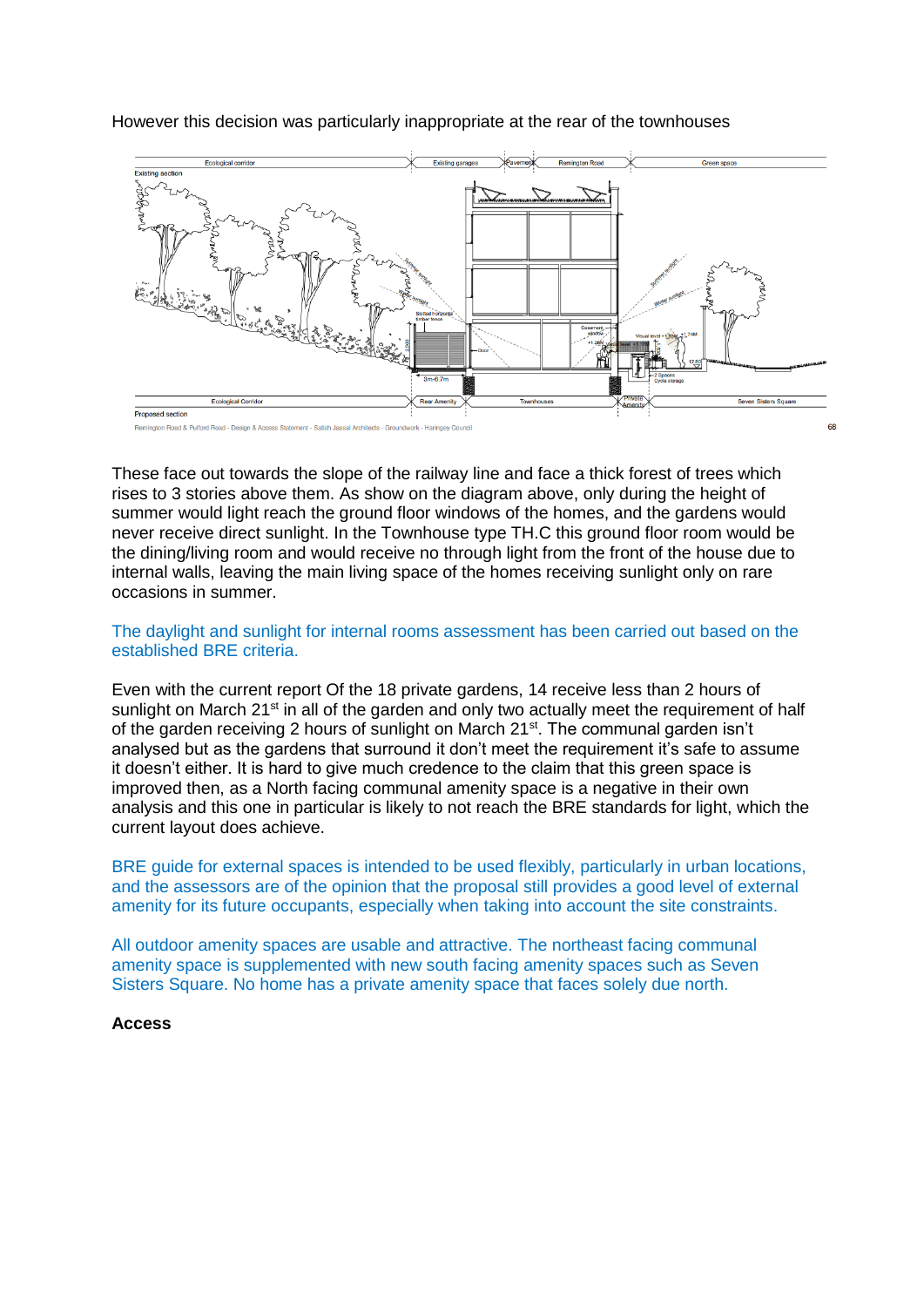However this decision was particularly inappropriate at the rear of the townhouses

These face out towards the slope of the railway line and face a thick forest of trees which rises to 3 stories above them. As show on the diagram above, only during the height of summer would light reach the ground floor windows of the homes, and the gardens would never receive direct sunlight. In the Townhouse type TH.C this ground floor room would be the dining/living room and would receive no through light from the front of the house due to internal walls, leaving the main living space of the homes receiving sunlight only on rare occasions in summer.

The daylight and sunlight for internal rooms assessment has been carried out based on the established BRE criteria.

Even with the current report Of the 18 private gardens, 14 receive less than 2 hours of sunlight on March 21st in all of the garden and only two actually meet the requirement of half of the garden receiving 2 hours of sunlight on March 21st. The communal garden isn't analysed but as the gardens that surround it don't meet the requirement it's safe to assume it doesn't either. It is hard to give much credence to the claim that this green space is improved then, as a North facing communal amenity space is a negative in their own analysis and this one in particular is likely to not reach the BRE standards for light, which the current layout does achieve.

BRE guide for external spaces is intended to be used flexibly, particularly in urban locations, and the assessors are of the opinion that the proposal still provides a good level of external amenity for its future occupants, especially when taking into account the site constraints.

All outdoor amenity spaces are usable and attractive. The northeast facing communal amenity space is supplemented with new south facing amenity spaces such as Seven Sisters Square. No home has a private amenity space that faces solely due north.

**Access**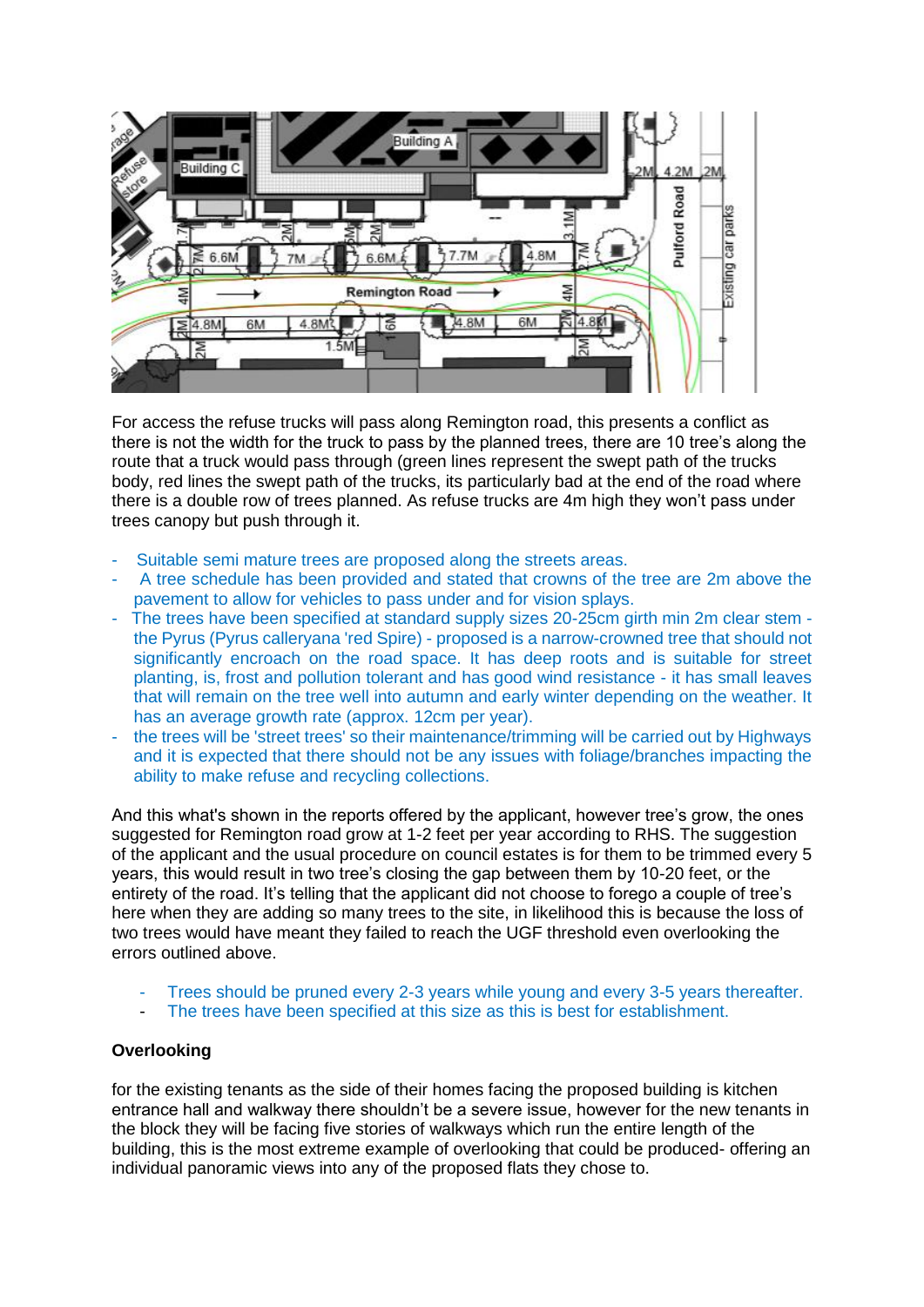For access the refuse trucks will pass along Remington road, this presents a conflict as there is not the width for the truck to pass by the planned trees, there are 10 tree's along the route that a truck would pass through (green lines represent the swept path of the trucks body, red lines the swept path of the trucks, its particularly bad at the end of the road where there is a double row of trees planned. As refuse trucks are 4m high they won't pass under trees canopy but push through it.

- Suitable semi mature trees are proposed along the streets areas.
- A tree schedule has been provided and stated that crowns of the tree are 2m above the pavement to allow for vehicles to pass under and for vision splays.
- The trees have been specified at standard supply sizes 20-25cm girth min 2m clear stem - the Pyrus (Pyrus calleryana 'red Spire) - proposed is a narrow-crowned tree that should not significantly encroach on the road space. It has deep roots and is suitable for street planting, is, frost and pollution tolerant and has good wind resistance - it has small leaves that will remain on the tree well into autumn and early winter depending on the weather. It has an average growth rate (approx. 12cm per year).
- the trees will be 'street trees' so their maintenance/trimming will be carried out by Highways and it is expected that there should not be any issues with foliage/branches impacting the ability to make refuse and recycling collections.

And this what's shown in the reports offered by the applicant, however tree's grow, the ones suggested for Remington road grow at 1-2 feet per year according to RHS. The suggestion of the applicant and the usual procedure on council estates is for them to be trimmed every 5 years, this would result in two tree's closing the gap between them by 10-20 feet, or the entirety of the road. It's telling that the applicant did not choose to forego a couple of tree's here when they are adding so many trees to the site, in likelihood this is because the loss of two trees would have meant they failed to reach the UGF threshold even overlooking the errors outlined above.

- Trees should be pruned every 2-3 years while young and every 3-5 years thereafter.
- The trees have been specified at this size as this is best for establishment.

**Overlooking**

for the existing tenants as the side of their homes facing the proposed building is kitchen entrance hall and walkway there shouldn't be a severe issue, however for the new tenants in the block they will be facing five stories of walkways which run the entire length of the building, this is the most extreme example of overlooking that could be produced- offering an individual panoramic views into any of the proposed flats they chose to.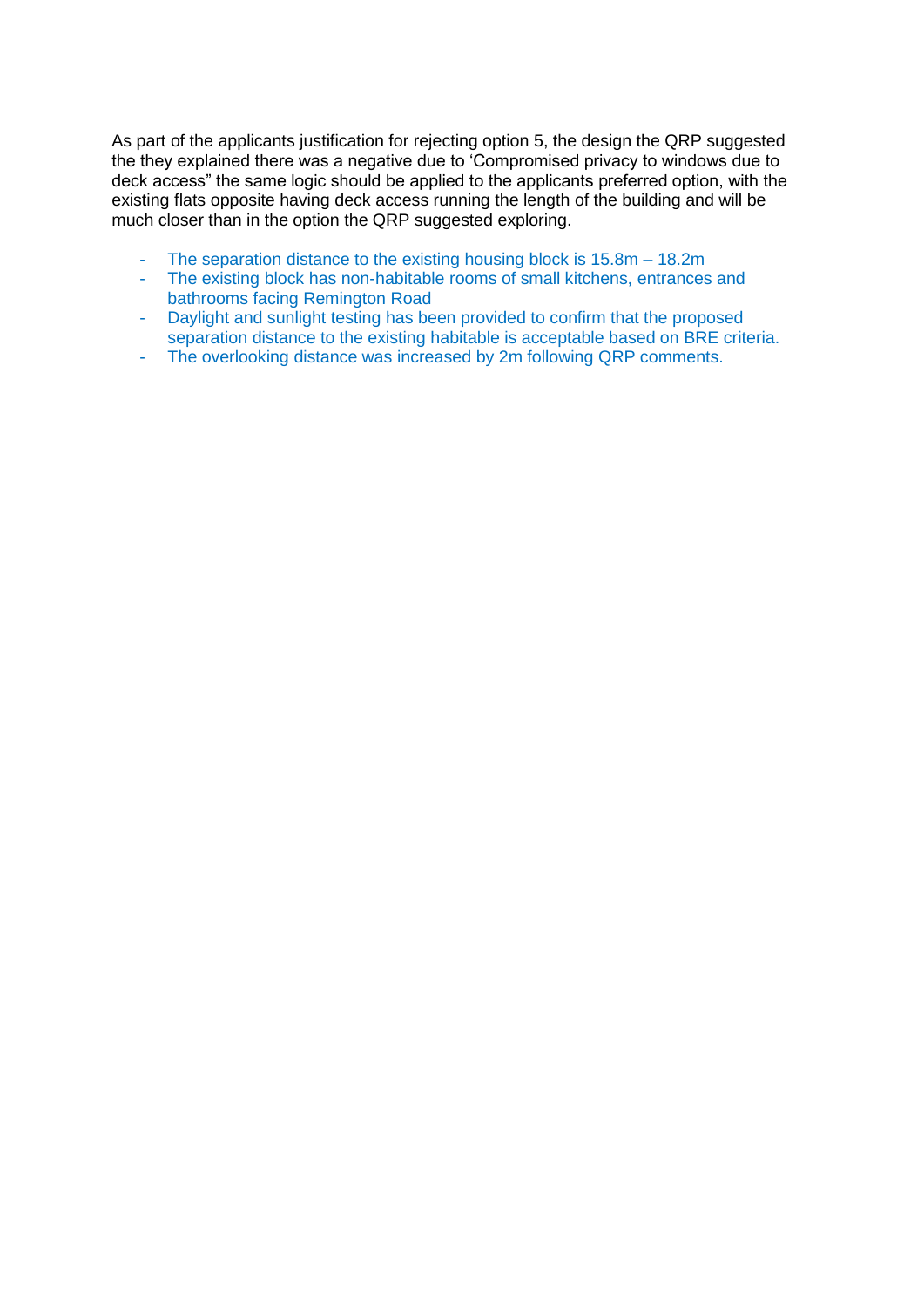As part of the applicants justification for rejecting option 5, the design the QRP suggested the they explained there was a negative due to 'Compromised privacy to windows due to deck access" the same logic should be applied to the applicants preferred option, with the existing flats opposite having deck access running the length of the building and will be much closer than in the option the QRP suggested exploring.

- The separation distance to the existing housing block is 15.8m – 18.2m
- The existing block has non-habitable rooms of small kitchens, entrances and bathrooms facing Remington Road
- Daylight and sunlight testing has been provided to confirm that the proposed separation distance to the existing habitable is acceptable based on BRE criteria.
- The overlooking distance was increased by 2m following QRP comments.